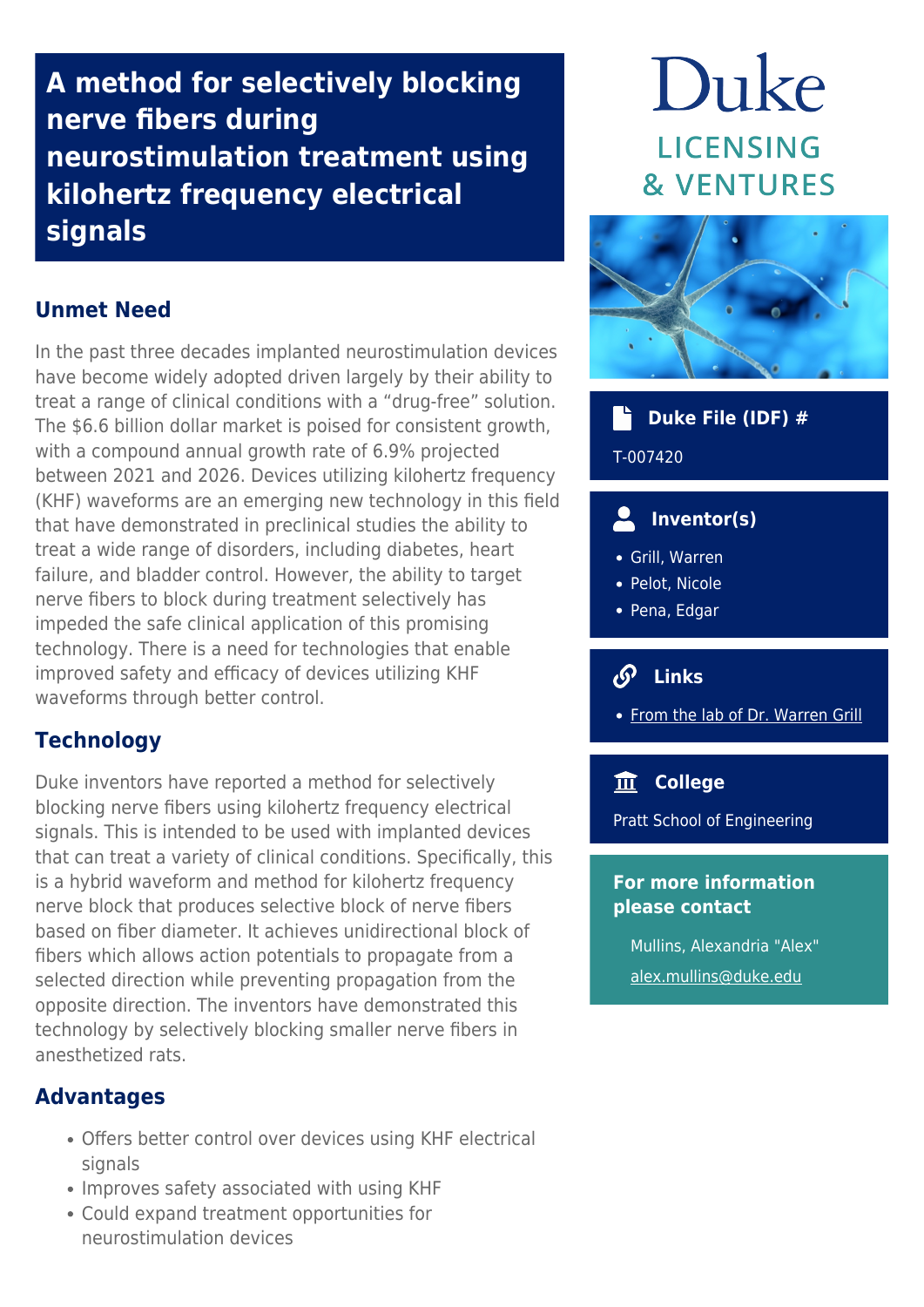# A method for selectively blocking nerve fibers during neurostimulation treatment using kilohertz frequency electrical signals

## Unmet Need

In the past three decades implanted neurostimulation devices have become widely adopted driven largely by their ability to treat a range of clinical conditions with a "drug-free" solution. The $6.6 billion dollar market is poised for consistent growth, with a compound annual growth rate of 6.9% projected between 2021 and 2026. Devices utilizing kilohertz frequency (KHF) waveforms are an emerging new technology in this field that have demonstrated in preclinical studies the ability to treat a wide range of disorders, including diabetes, heart failure, and bladder control. However, the ability to target nerve fibers to block during treatment selectively has impeded the safe clinical application of this promising technology. There is a need for technologies that enable improved safety and efficacy of devices utilizing KHF waveforms through better control.

## Technology

Duke inventors have reported a method for selectively blocking nerve fibers using kilohertz frequency electrical signals. This is intended to be used with implanted devices that can treat a variety of clinical conditions. Specifically, this is a hybrid waveform and method for kilohertz frequency nerve block that produces selective block of nerve fibers based on fiber diameter. It achieves unidirectional block of fibers which allows action potentials to propagate from a selected direction while preventing propagation from the opposite direction. The inventors have demonstrated this technology by selectively blocking smaller nerve fibers in anesthetized rats.

## Advantages

- Offers better control over devices using KHF electrical signals
- Improves safety associated with using KHF
- Could expand treatment opportunities for neurostimulation devices

Duke
LICENSING & VENTURES

### Duke File (IDF) #

T-007420

### Inventor(s)

- Grill, Warren
- Pelot, Nicole
- Pena, Edgar

### Links

- From the lab of Dr. Warren Grill

### College

Pratt School of Engineering

### For more information please contact

Mullins, Alexandria "Alex"

alex.mullins@duke.edu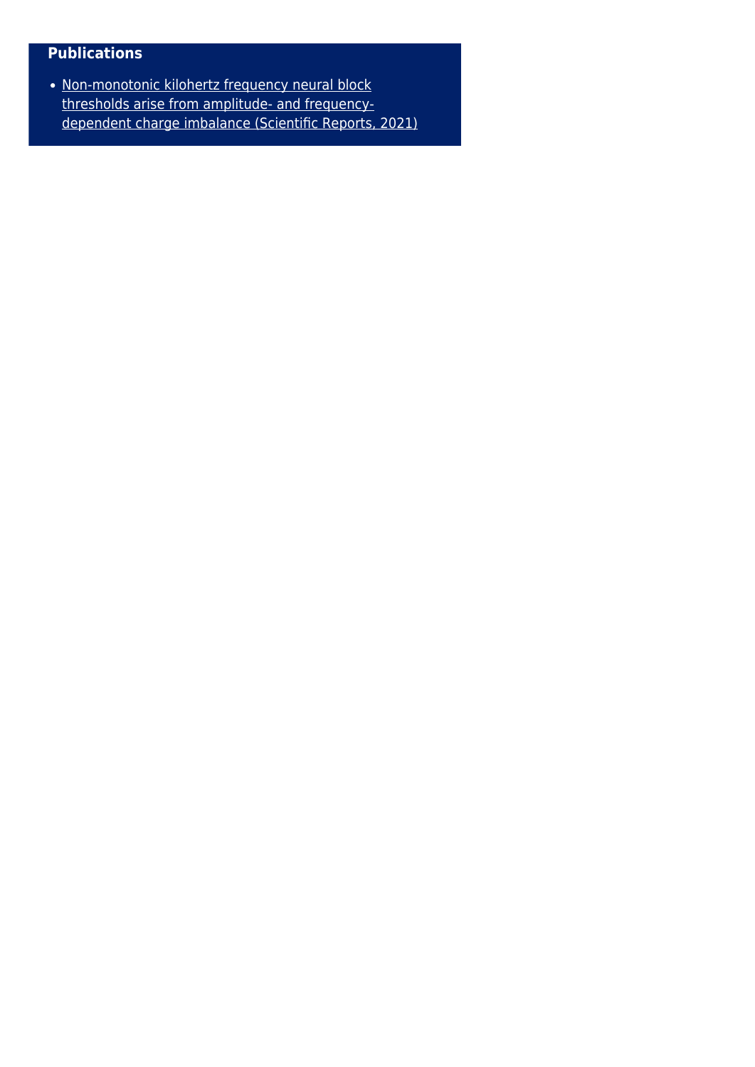## Publications

- Non-monotonic kilohertz frequency neural block thresholds arise from amplitude- and frequency-dependent charge imbalance (Scientific Reports, 2021)